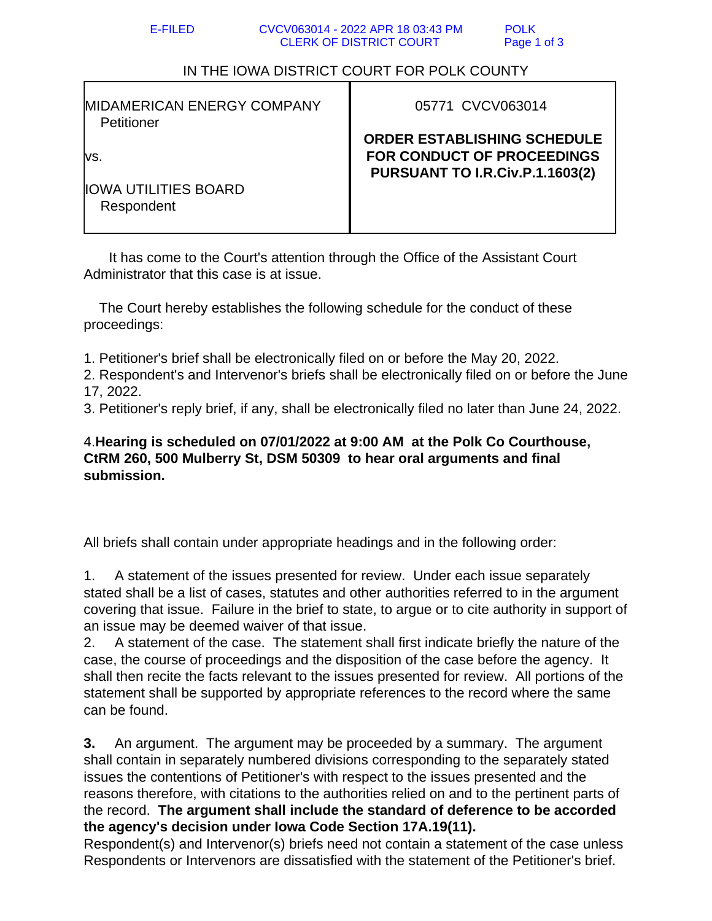E-FILED CVCV063014 - 2022 APR 18 03:43 PM POLK
CLERK OF DISTRICT COURT

IN THE IOWA DISTRICT COURT FOR POLK COUNTY

| MIDAMERICAN ENERGY COMPANY<br>Petitioner<br><br>vs.<br><br>IOWA UTILITIES BOARD<br>Respondent | 05771 CVCV063014<br><br>**ORDER ESTABLISHING SCHEDULE FOR CONDUCT OF PROCEEDINGS PURSUANT TO I.R.Civ.P.1.1603(2)** |
|---|---|

It has come to the Court's attention through the Office of the Assistant Court Administrator that this case is at issue.

The Court hereby establishes the following schedule for the conduct of these proceedings:

1. Petitioner's brief shall be electronically filed on or before the May 20, 2022.
2. Respondent's and Intervenor's briefs shall be electronically filed on or before the June 17, 2022.
3. Petitioner's reply brief, if any, shall be electronically filed no later than June 24, 2022.

4.**Hearing is scheduled on 07/01/2022 at 9:00 AM at the Polk Co Courthouse, CtRM 260, 500 Mulberry St, DSM 50309 to hear oral arguments and final submission.**

All briefs shall contain under appropriate headings and in the following order:

1. A statement of the issues presented for review. Under each issue separately stated shall be a list of cases, statutes and other authorities referred to in the argument covering that issue. Failure in the brief to state, to argue or to cite authority in support of an issue may be deemed waiver of that issue.
2. A statement of the case. The statement shall first indicate briefly the nature of the case, the course of proceedings and the disposition of the case before the agency. It shall then recite the facts relevant to the issues presented for review. All portions of the statement shall be supported by appropriate references to the record where the same can be found.

**3.** An argument. The argument may be proceeded by a summary. The argument shall contain in separately numbered divisions corresponding to the separately stated issues the contentions of Petitioner's with respect to the issues presented and the reasons therefore, with citations to the authorities relied on and to the pertinent parts of the record. **The argument shall include the standard of deference to be accorded the agency's decision under Iowa Code Section 17A.19(11).**
Respondent(s) and Intervenor(s) briefs need not contain a statement of the case unless Respondents or Intervenors are dissatisfied with the statement of the Petitioner's brief.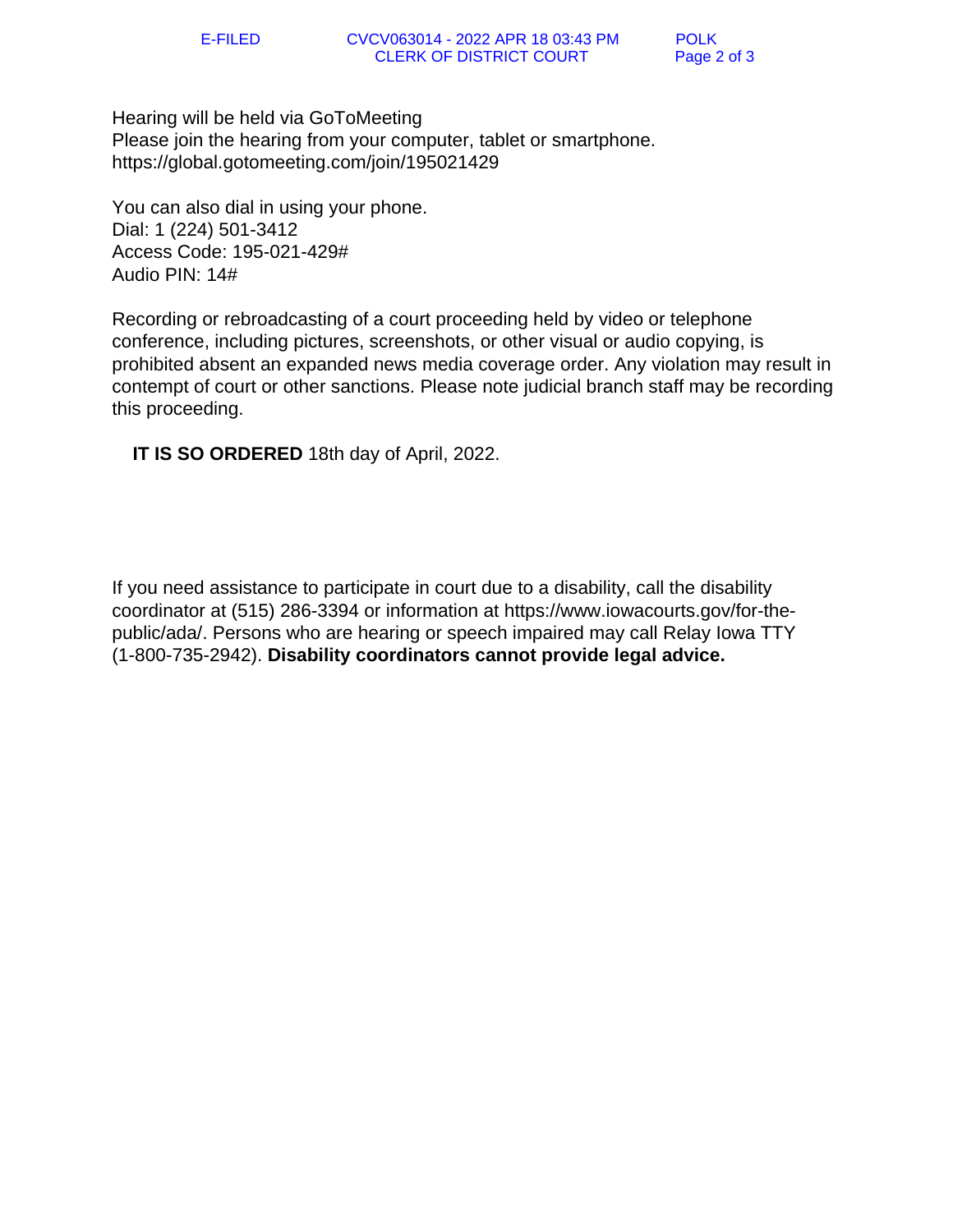Hearing will be held via GoToMeeting
Please join the hearing from your computer, tablet or smartphone.
https://global.gotomeeting.com/join/195021429

You can also dial in using your phone.
Dial: 1 (224) 501-3412
Access Code: 195-021-429#
Audio PIN: 14#

Recording or rebroadcasting of a court proceeding held by video or telephone conference, including pictures, screenshots, or other visual or audio copying, is prohibited absent an expanded news media coverage order. Any violation may result in contempt of court or other sanctions. Please note judicial branch staff may be recording this proceeding.

**IT IS SO ORDERED** 18th day of April, 2022.

If you need assistance to participate in court due to a disability, call the disability coordinator at (515) 286-3394 or information at https://www.iowacourts.gov/for-the-public/ada/. Persons who are hearing or speech impaired may call Relay Iowa TTY (1-800-735-2942). **Disability coordinators cannot provide legal advice.**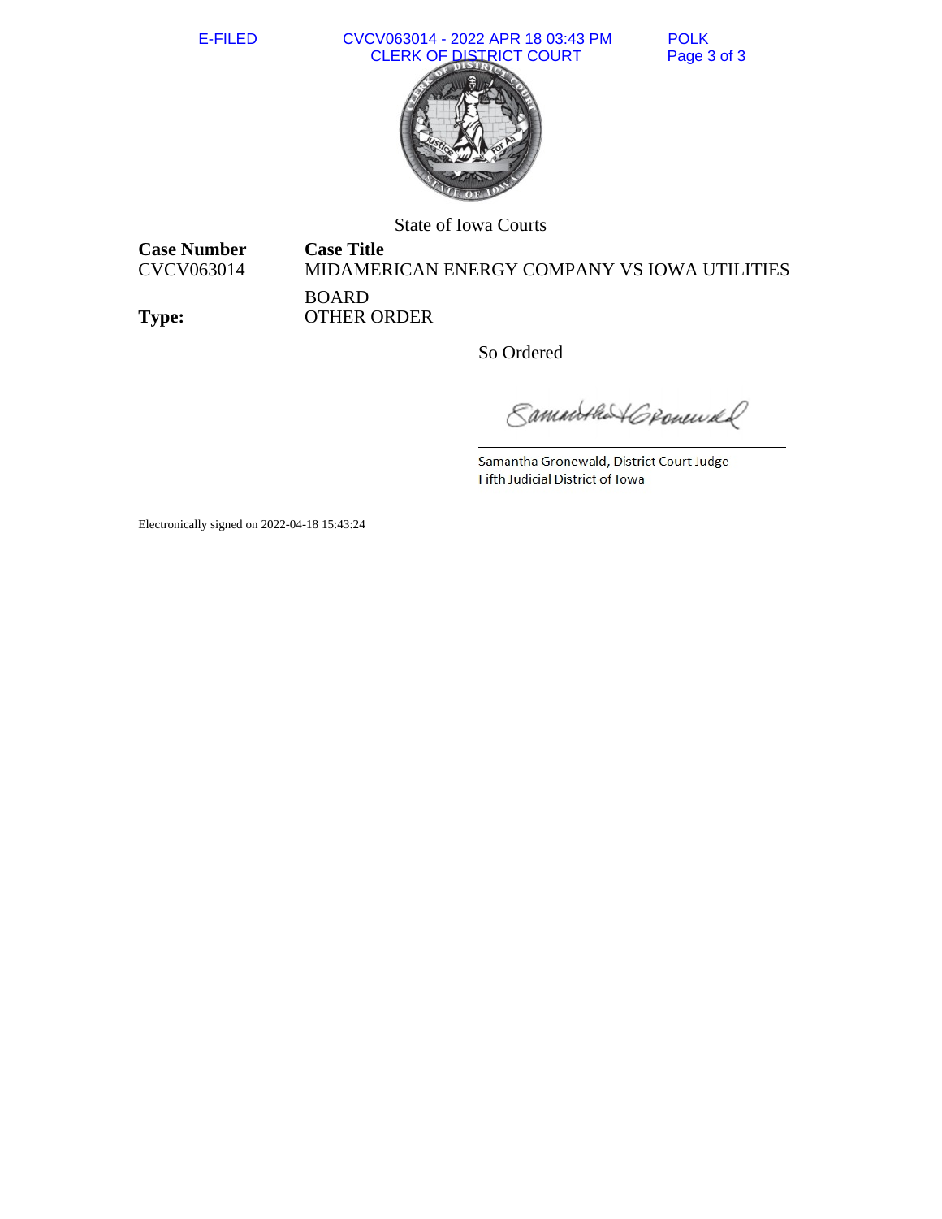State of Iowa Courts

| | |
|---|---|
| **Case Number** | **Case Title** |
| CVCV063014 | MIDAMERICAN ENERGY COMPANY VS IOWA UTILITIES BOARD |
| **Type:** | OTHER ORDER |

So Ordered

Samantha Gronewald, District Court Judge
Fifth Judicial District of Iowa

Electronically signed on 2022-04-18 15:43:24